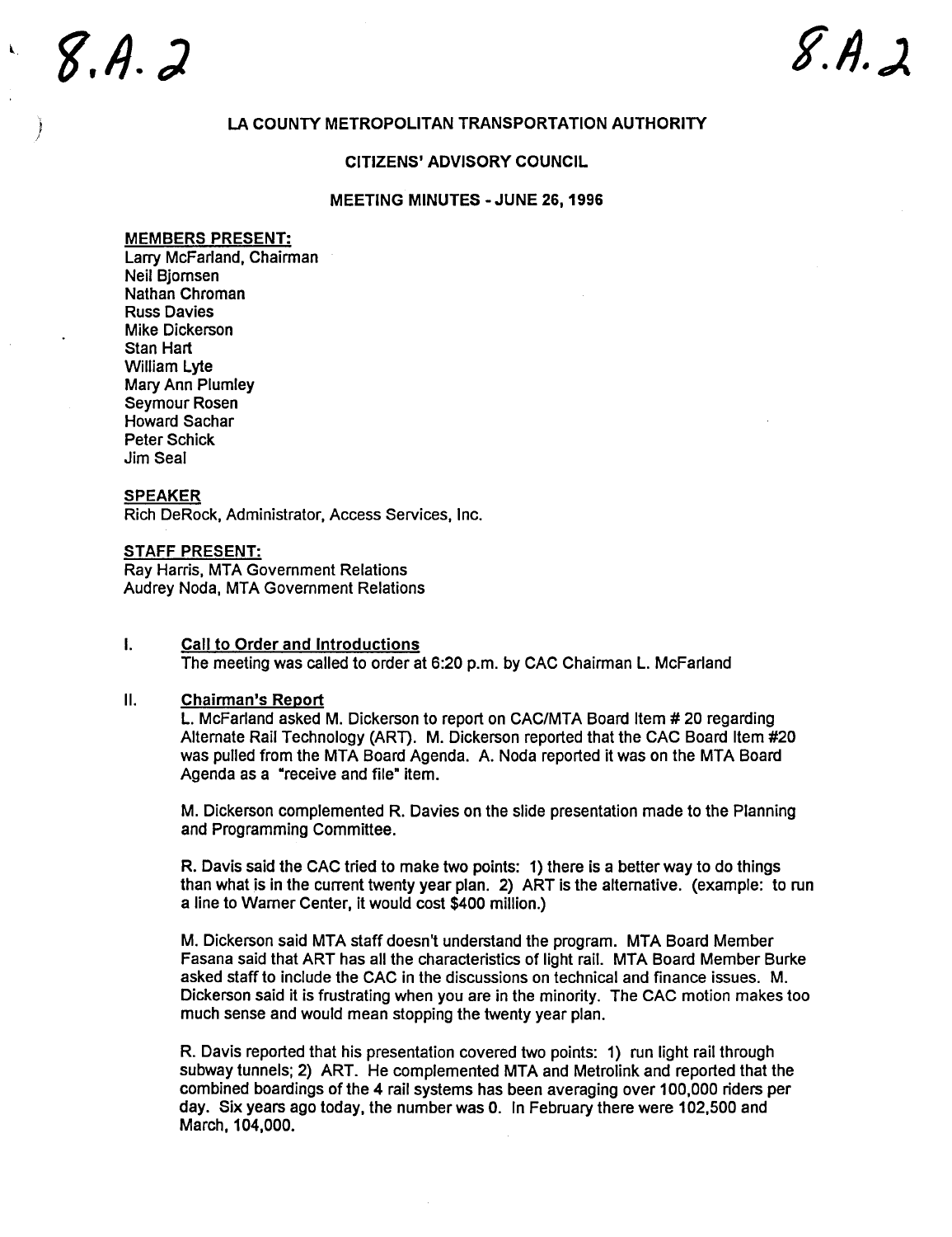8.A.2 8.A.2

# LA COUNTY METROPOLITAN TRANSPORTATION AUTHORITY

## CITIZENS' ADVISORY COUNCIL

### MEETING MINUTES - JUNE 26, 1996

**MEMBERS PRESENT:**
Larry McFarland, Chairman
Neil Bjornsen
Nathan Chroman
Russ Davies
Mike Dickerson
Stan Hart
William Lyte
Mary Ann Plumley
Seymour Rosen
Howard Sachar
Peter Schick
Jim Seal

**SPEAKER**
Rich DeRock, Administrator, Access Services, Inc.

**STAFF PRESENT:**
Ray Harris, MTA Government Relations
Audrey Noda, MTA Government Relations

I. **Call to Order and Introductions**
The meeting was called to order at 6:20 p.m. by CAC Chairman L. McFarland

II. **Chairman's Report**
L. McFarland asked M. Dickerson to report on CAC/MTA Board Item # 20 regarding Alternate Rail Technology (ART). M. Dickerson reported that the CAC Board Item #20 was pulled from the MTA Board Agenda. A. Noda reported it was on the MTA Board Agenda as a "receive and file" item.

M. Dickerson complemented R. Davies on the slide presentation made to the Planning and Programming Committee.

R. Davis said the CAC tried to make two points: 1) there is a better way to do things than what is in the current twenty year plan. 2) ART is the alternative. (example: to run a line to Warner Center, it would cost $400 million.)

M. Dickerson said MTA staff doesn't understand the program. MTA Board Member Fasana said that ART has all the characteristics of light rail. MTA Board Member Burke asked staff to include the CAC in the discussions on technical and finance issues. M. Dickerson said it is frustrating when you are in the minority. The CAC motion makes too much sense and would mean stopping the twenty year plan.

R. Davis reported that his presentation covered two points: 1) run light rail through subway tunnels; 2) ART. He complemented MTA and Metrolink and reported that the combined boardings of the 4 rail systems has been averaging over 100,000 riders per day. Six years ago today, the number was 0. In February there were 102,500 and March, 104,000.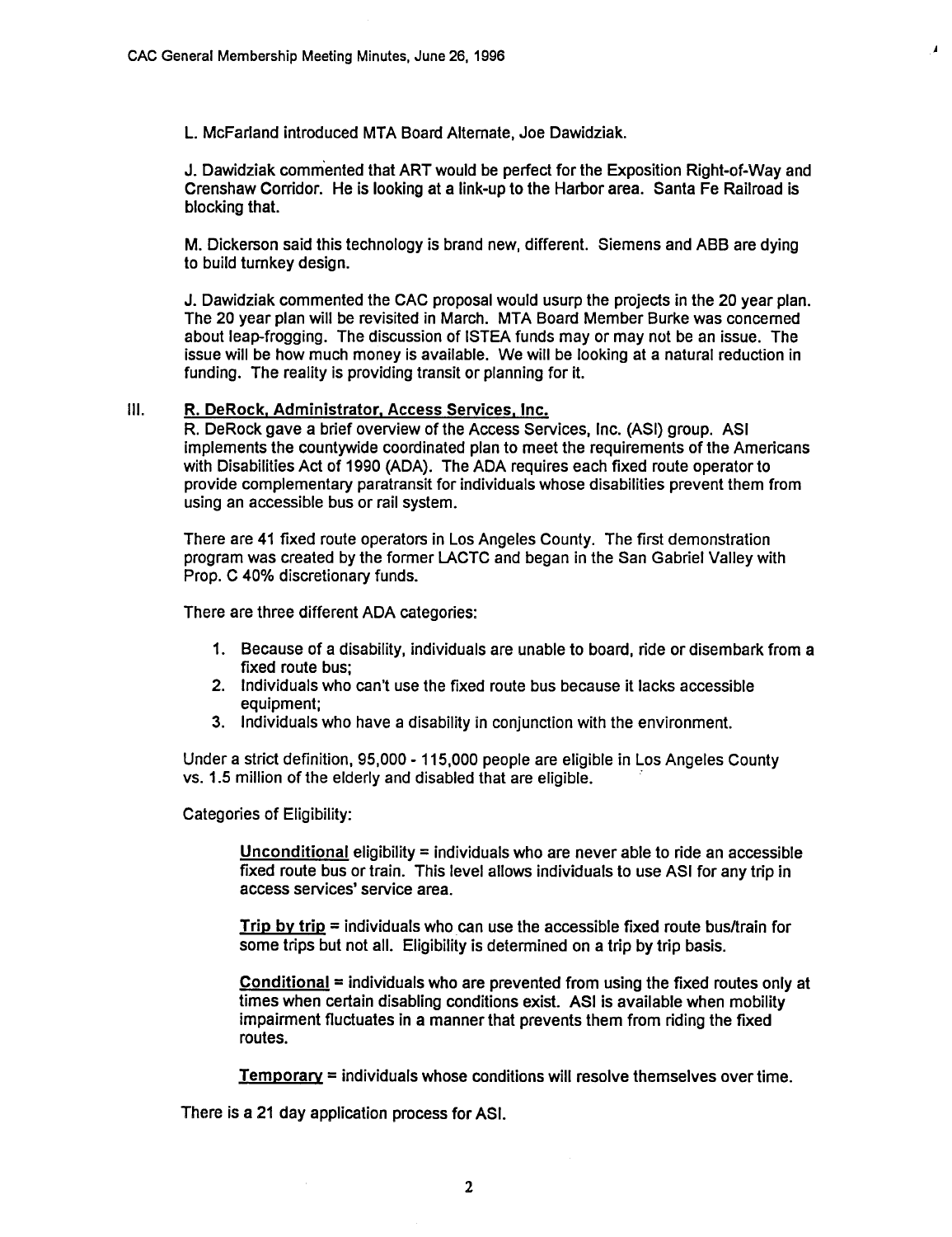L. McFarland introduced MTA Board Alternate, Joe Dawidziak.

J. Dawidziak commented that ART would be perfect for the Exposition Right-of-Way and Crenshaw Corridor. He is looking at a link-up to the Harbor area. Santa Fe Railroad is blocking that.

M. Dickerson said this technology is brand new, different. Siemens and ABB are dying to build turnkey design.

J. Dawidziak commented the CAC proposal would usurp the projects in the 20 year plan. The 20 year plan will be revisited in March. MTA Board Member Burke was concerned about leap-frogging. The discussion of ISTEA funds may or may not be an issue. The issue will be how much money is available. We will be looking at a natural reduction in funding. The reality is providing transit or planning for it.

## III. R. DeRock, Administrator, Access Services, Inc.

R. DeRock gave a brief overview of the Access Services, Inc. (ASI) group. ASI implements the countywide coordinated plan to meet the requirements of the Americans with Disabilities Act of 1990 (ADA). The ADA requires each fixed route operator to provide complementary paratransit for individuals whose disabilities prevent them from using an accessible bus or rail system.

There are 41 fixed route operators in Los Angeles County. The first demonstration program was created by the former LACTC and began in the San Gabriel Valley with Prop. C 40% discretionary funds.

There are three different ADA categories:

1. Because of a disability, individuals are unable to board, ride or disembark from a fixed route bus;
2. Individuals who can't use the fixed route bus because it lacks accessible equipment;
3. Individuals who have a disability in conjunction with the environment.

Under a strict definition, 95,000 - 115,000 people are eligible in Los Angeles County vs. 1.5 million of the elderly and disabled that are eligible.

Categories of Eligibility:

**Unconditional** eligibility = individuals who are never able to ride an accessible fixed route bus or train. This level allows individuals to use ASI for any trip in access services' service area.

**Trip by trip** = individuals who can use the accessible fixed route bus/train for some trips but not all. Eligibility is determined on a trip by trip basis.

**Conditional** = individuals who are prevented from using the fixed routes only at times when certain disabling conditions exist. ASI is available when mobility impairment fluctuates in a manner that prevents them from riding the fixed routes.

**Temporary** = individuals whose conditions will resolve themselves over time.

There is a 21 day application process for ASI.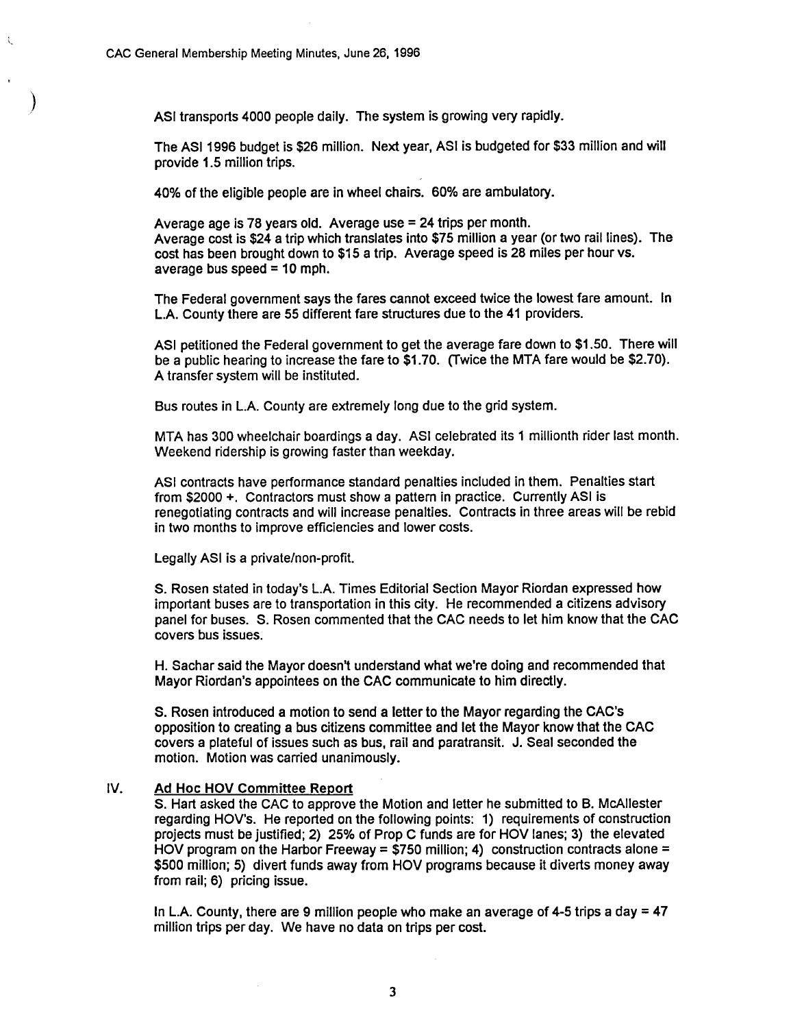ASI transports 4000 people daily. The system is growing very rapidly.

The ASI 1996 budget is $26 million. Next year, ASI is budgeted for $33 million and will provide 1.5 million trips.

40% of the eligible people are in wheel chairs. 60% are ambulatory.

Average age is 78 years old. Average use = 24 trips per month.
Average cost is $24 a trip which translates into $75 million a year (or two rail lines). The cost has been brought down to $15 a trip. Average speed is 28 miles per hour vs. average bus speed = 10 mph.

The Federal government says the fares cannot exceed twice the lowest fare amount. In L.A. County there are 55 different fare structures due to the 41 providers.

ASI petitioned the Federal government to get the average fare down to $1.50. There will be a public hearing to increase the fare to $1.70. (Twice the MTA fare would be $2.70). A transfer system will be instituted.

Bus routes in L.A. County are extremely long due to the grid system.

MTA has 300 wheelchair boardings a day. ASI celebrated its 1 millionth rider last month. Weekend ridership is growing faster than weekday.

ASI contracts have performance standard penalties included in them. Penalties start from $2000 +. Contractors must show a pattern in practice. Currently ASI is renegotiating contracts and will increase penalties. Contracts in three areas will be rebid in two months to improve efficiencies and lower costs.

Legally ASI is a private/non-profit.

S. Rosen stated in today's L.A. Times Editorial Section Mayor Riordan expressed how important buses are to transportation in this city. He recommended a citizens advisory panel for buses. S. Rosen commented that the CAC needs to let him know that the CAC covers bus issues.

H. Sachar said the Mayor doesn't understand what we're doing and recommended that Mayor Riordan's appointees on the CAC communicate to him directly.

S. Rosen introduced a motion to send a letter to the Mayor regarding the CAC's opposition to creating a bus citizens committee and let the Mayor know that the CAC covers a plateful of issues such as bus, rail and paratransit. J. Seal seconded the motion. Motion was carried unanimously.

## IV. Ad Hoc HOV Committee Report

S. Hart asked the CAC to approve the Motion and letter he submitted to B. McAllester regarding HOV's. He reported on the following points: 1) requirements of construction projects must be justified; 2) 25% of Prop C funds are for HOV lanes; 3) the elevated HOV program on the Harbor Freeway = $750 million; 4) construction contracts alone = $500 million; 5) divert funds away from HOV programs because it diverts money away from rail; 6) pricing issue.

In L.A. County, there are 9 million people who make an average of 4-5 trips a day = 47 million trips per day. We have no data on trips per cost.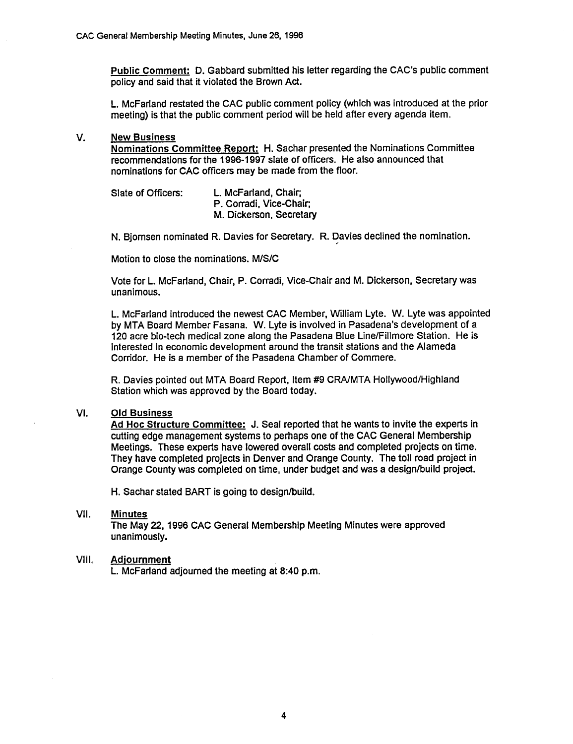**Public Comment:** D. Gabbard submitted his letter regarding the CAC's public comment policy and said that it violated the Brown Act.

L. McFarland restated the CAC public comment policy (which was introduced at the prior meeting) is that the public comment period will be held after every agenda item.

## V. New Business

**Nominations Committee Report:** H. Sachar presented the Nominations Committee recommendations for the 1996-1997 slate of officers. He also announced that nominations for CAC officers may be made from the floor.

Slate of Officers:
- L. McFarland, Chair;
- P. Corradi, Vice-Chair;
- M. Dickerson, Secretary

N. Bjornsen nominated R. Davies for Secretary. R. Davies declined the nomination.

Motion to close the nominations. M/S/C

Vote for L. McFarland, Chair, P. Corradi, Vice-Chair and M. Dickerson, Secretary was unanimous.

L. McFarland introduced the newest CAC Member, William Lyte. W. Lyte was appointed by MTA Board Member Fasana. W. Lyte is involved in Pasadena's development of a 120 acre bio-tech medical zone along the Pasadena Blue Line/Fillmore Station. He is interested in economic development around the transit stations and the Alameda Corridor. He is a member of the Pasadena Chamber of Commere.

R. Davies pointed out MTA Board Report, Item #9 CRA/MTA Hollywood/Highland Station which was approved by the Board today.

## VI. Old Business

**Ad Hoc Structure Committee:** J. Seal reported that he wants to invite the experts in cutting edge management systems to perhaps one of the CAC General Membership Meetings. These experts have lowered overall costs and completed projects on time. They have completed projects in Denver and Orange County. The toll road project in Orange County was completed on time, under budget and was a design/build project.

H. Sachar stated BART is going to design/build.

## VII. Minutes

The May 22, 1996 CAC General Membership Meeting Minutes were approved unanimously.

## VIII. Adjournment

L. McFarland adjourned the meeting at 8:40 p.m.